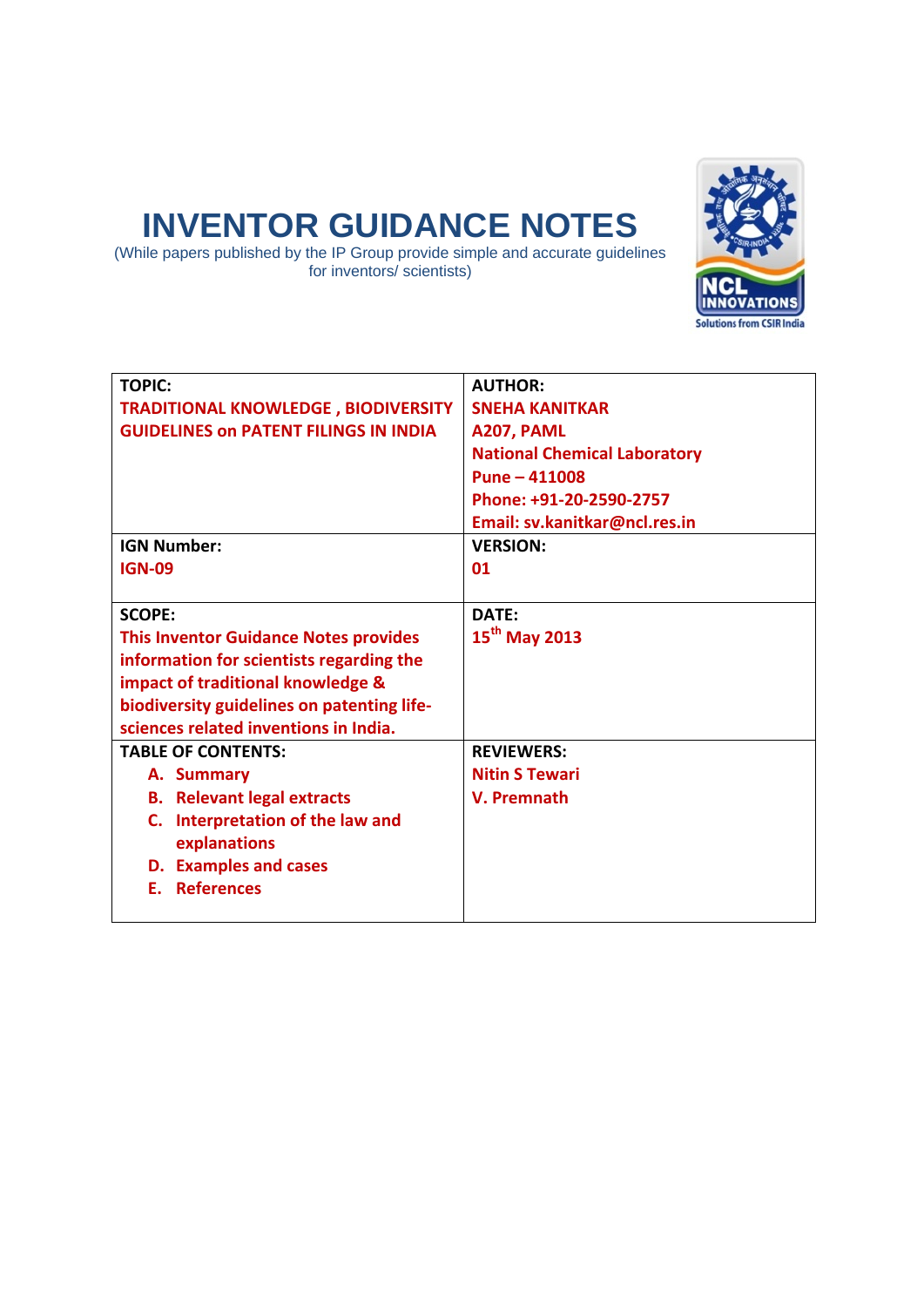# INVENTOR GUIDANCE NOTES

(While papers published by the IP Group provide simple and accurate guidelines for inventors/ scientists)

| **TOPIC:**<br>**TRADITIONAL KNOWLEDGE , BIODIVERSITY GUIDELINES on PATENT FILINGS IN INDIA** | **AUTHOR:**<br>**SNEHA KANITKAR**<br>**A207, PAML**<br>**National Chemical Laboratory**<br>**Pune – 411008**<br>**Phone: +91-20-2590-2757**<br>**Email: sv.kanitkar@ncl.res.in** |
|---|---|
| **IGN Number:**<br>**IGN-09** | **VERSION:**<br>**01** |
| **SCOPE:**<br>**This Inventor Guidance Notes provides information for scientists regarding the impact of traditional knowledge & biodiversity guidelines on patenting life-sciences related inventions in India.** | **DATE:**<br>**15th May 2013** |
| **TABLE OF CONTENTS:**<br>**A. Summary**<br>**B. Relevant legal extracts**<br>**C. Interpretation of the law and explanations**<br>**D. Examples and cases**<br>**E. References** | **REVIEWERS:**<br>**Nitin S Tewari**<br>**V. Premnath** |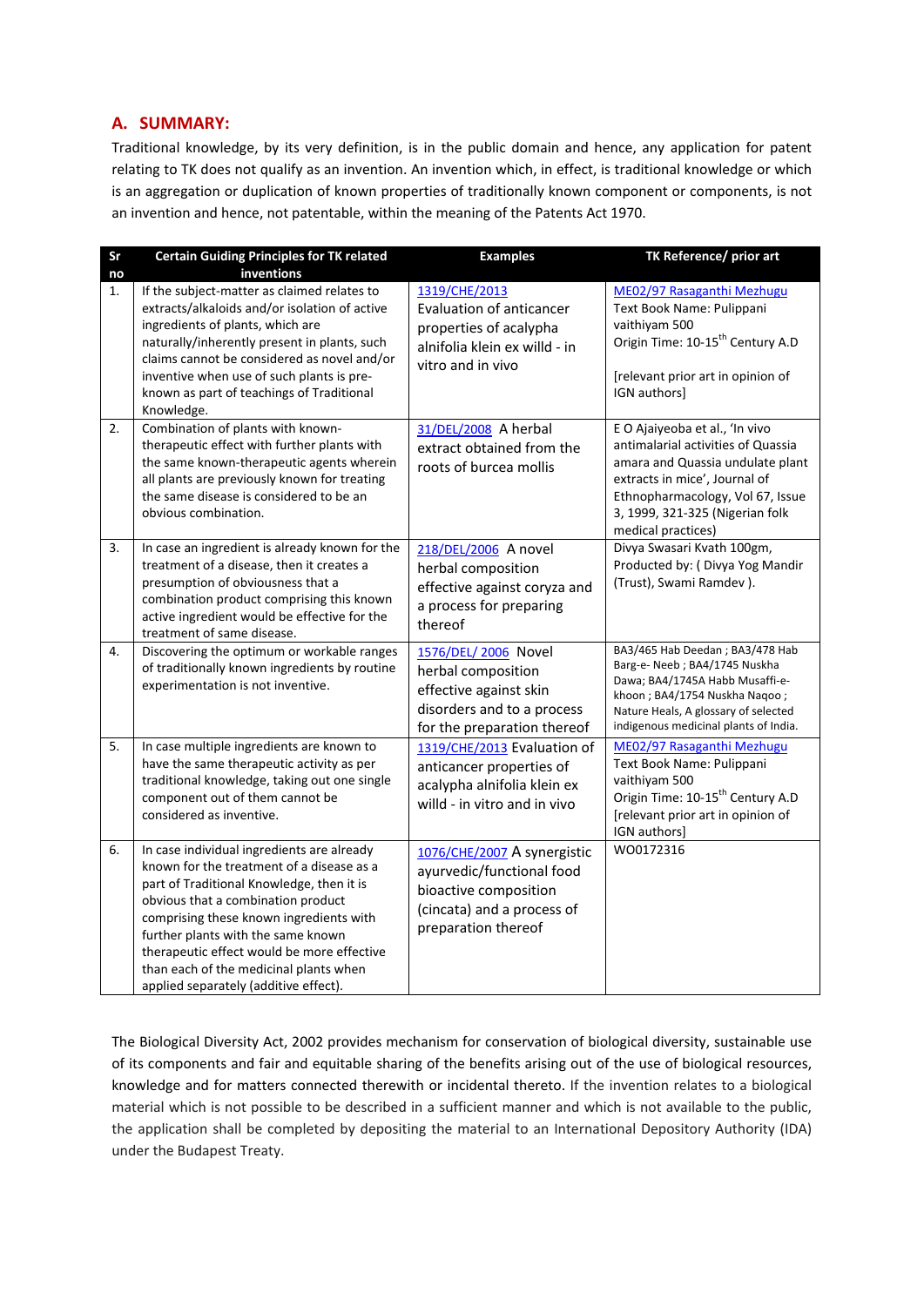## A. SUMMARY:

Traditional knowledge, by its very definition, is in the public domain and hence, any application for patent relating to TK does not qualify as an invention. An invention which, in effect, is traditional knowledge or which is an aggregation or duplication of known properties of traditionally known component or components, is not an invention and hence, not patentable, within the meaning of the Patents Act 1970.

| Sr no | Certain Guiding Principles for TK related inventions | Examples | TK Reference/ prior art |
|---|---|---|---|
| 1. | If the subject-matter as claimed relates to extracts/alkaloids and/or isolation of active ingredients of plants, which are naturally/inherently present in plants, such claims cannot be considered as novel and/or inventive when use of such plants is pre-known as part of teachings of Traditional Knowledge. | 1319/CHE/2013 Evaluation of anticancer properties of acalypha alnifolia klein ex willd - in vitro and in vivo | ME02/97 Rasaganthi Mezhugu<br>Text Book Name: Pulippani vaithiyam 500<br>Origin Time: 10-15th Century A.D<br><br>[relevant prior art in opinion of IGN authors] |
| 2. | Combination of plants with known-therapeutic effect with further plants with the same known-therapeutic agents wherein all plants are previously known for treating the same disease is considered to be an obvious combination. | 31/DEL/2008 A herbal extract obtained from the roots of burcea mollis | E O Ajaiyeoba et al., 'In vivo antimalarial activities of Quassia amara and Quassia undulate plant extracts in mice', Journal of Ethnopharmacology, Vol 67, Issue 3, 1999, 321-325 (Nigerian folk medical practices) |
| 3. | In case an ingredient is already known for the treatment of a disease, then it creates a presumption of obviousness that a combination product comprising this known active ingredient would be effective for the treatment of same disease. | 218/DEL/2006 A novel herbal composition effective against coryza and a process for preparing thereof | Divya Swasari Kvath 100gm, Producted by: ( Divya Yog Mandir (Trust), Swami Ramdev ). |
| 4. | Discovering the optimum or workable ranges of traditionally known ingredients by routine experimentation is not inventive. | 1576/DEL/ 2006 Novel herbal composition effective against skin disorders and a process for the preparation thereof | BA3/465 Hab Deedan ; BA3/478 Hab Barg-e- Neeb ; BA4/1745 Nuskha Dawa; BA4/1745A Habb Musaffi-e-khoon ; BA4/1754 Nuskha Naqoo ; Nature Heals, A glossary of selected indigenous medicinal plants of India. |
| 5. | In case multiple ingredients are known to have the same therapeutic activity as per traditional knowledge, taking out one single component out of them cannot be considered as inventive. | 1319/CHE/2013 Evaluation of anticancer properties of acalypha alnifolia klein ex willd - in vitro and in vivo | ME02/97 Rasaganthi Mezhugu<br>Text Book Name: Pulippani vaithiyam 500<br>Origin Time: 10-15th Century A.D<br>[relevant prior art in opinion of IGN authors] |
| 6. | In case individual ingredients are already known for the treatment of a disease as a part of Traditional Knowledge, then it is obvious that a combination product comprising these known ingredients with further plants with the same known therapeutic effect would be more effective than each of the medicinal plants when applied separately (additive effect). | 1076/CHE/2007 A synergistic ayurvedic/functional food bioactive composition (cincata) and a process of preparation thereof | WO0172316 |

The Biological Diversity Act, 2002 provides mechanism for conservation of biological diversity, sustainable use of its components and fair and equitable sharing of the benefits arising out of the use of biological resources, knowledge and for matters connected therewith or incidental thereto. If the invention relates to a biological material which is not possible to be described in a sufficient manner and which is not available to the public, the application shall be completed by depositing the material to an International Depository Authority (IDA) under the Budapest Treaty.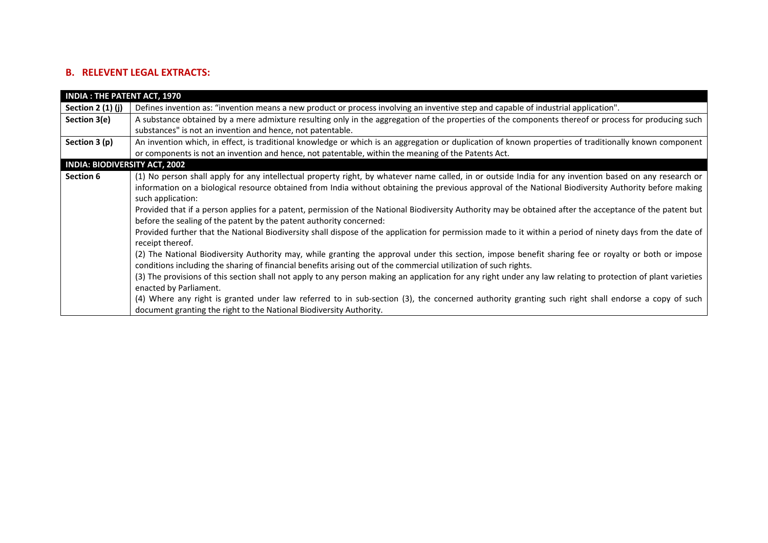## B. RELEVENT LEGAL EXTRACTS:

| INDIA : THE PATENT ACT, 1970 | |
|---|---|
| **Section 2 (1) (j)** | Defines invention as: "invention means a new product or process involving an inventive step and capable of industrial application". |
| **Section 3(e)** | A substance obtained by a mere admixture resulting only in the aggregation of the properties of the components thereof or process for producing such substances" is not an invention and hence, not patentable. |
| **Section 3 (p)** | An invention which, in effect, is traditional knowledge or which is an aggregation or duplication of known properties of traditionally known component or components is not an invention and hence, not patentable, within the meaning of the Patents Act. |
| **INDIA: BIODIVERSITY ACT, 2002** | |
| **Section 6** | (1) No person shall apply for any intellectual property right, by whatever name called, in or outside India for any invention based on any research or information on a biological resource obtained from India without obtaining the previous approval of the National Biodiversity Authority before making such application:<br>Provided that if a person applies for a patent, permission of the National Biodiversity Authority may be obtained after the acceptance of the patent but before the sealing of the patent by the patent authority concerned:<br>Provided further that the National Biodiversity shall dispose of the application for permission made to it within a period of ninety days from the date of receipt thereof.<br>(2) The National Biodiversity Authority may, while granting the approval under this section, impose benefit sharing fee or royalty or both or impose conditions including the sharing of financial benefits arising out of the commercial utilization of such rights.<br>(3) The provisions of this section shall not apply to any person making an application for any right under any law relating to protection of plant varieties enacted by Parliament.<br>(4) Where any right is granted under law referred to in sub-section (3), the concerned authority granting such right shall endorse a copy of such document granting the right to the National Biodiversity Authority. |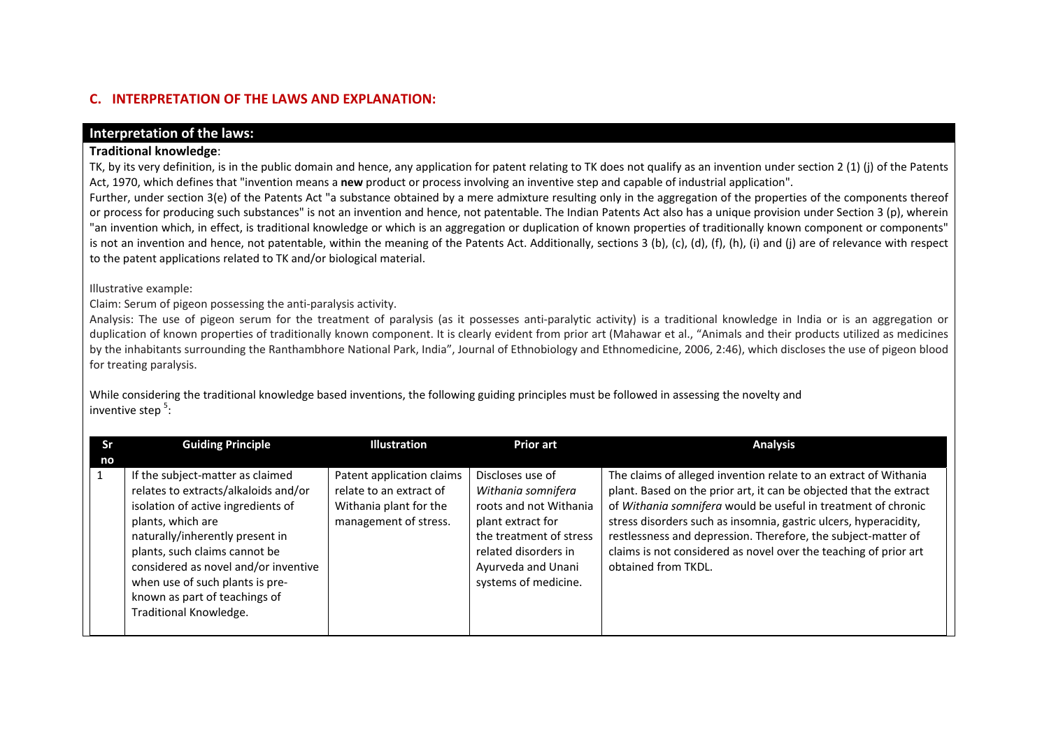## C. INTERPRETATION OF THE LAWS AND EXPLANATION:

### Interpretation of the laws:

**Traditional knowledge**:

TK, by its very definition, is in the public domain and hence, any application for patent relating to TK does not qualify as an invention under section 2 (1) (j) of the Patents Act, 1970, which defines that "invention means a **new** product or process involving an inventive step and capable of industrial application".

Further, under section 3(e) of the Patents Act "a substance obtained by a mere admixture resulting only in the aggregation of the properties of the components thereof or process for producing such substances" is not an invention and hence, not patentable. The Indian Patents Act also has a unique provision under Section 3 (p), wherein "an invention which, in effect, is traditional knowledge or which is an aggregation or duplication of known properties of traditionally known component or components" is not an invention and hence, not patentable, within the meaning of the Patents Act. Additionally, sections 3 (b), (c), (d), (f), (h), (i) and (j) are of relevance with respect to the patent applications related to TK and/or biological material.

Illustrative example:

Claim: Serum of pigeon possessing the anti-paralysis activity.

Analysis: The use of pigeon serum for the treatment of paralysis (as it possesses anti-paralytic activity) is a traditional knowledge in India or is an aggregation or duplication of known properties of traditionally known component. It is clearly evident from prior art (Mahawar et al., "Animals and their products utilized as medicines by the inhabitants surrounding the Ranthambhore National Park, India", Journal of Ethnobiology and Ethnomedicine, 2006, 2:46), which discloses the use of pigeon blood for treating paralysis.

While considering the traditional knowledge based inventions, the following guiding principles must be followed in assessing the novelty and inventive step [5]:

| Sr no | Guiding Principle | Illustration | Prior art | Analysis |
|---|---|---|---|---|
| 1 | If the subject-matter as claimed relates to extracts/alkaloids and/or isolation of active ingredients of plants, which are naturally/inherently present in plants, such claims cannot be considered as novel and/or inventive when use of such plants is pre-known as part of teachings of Traditional Knowledge. | Patent application claims relate to an extract of Withania plant for the management of stress. | Discloses use of *Withania somnifera* roots and not Withania plant extract for the treatment of stress related disorders in Ayurveda and Unani systems of medicine. | The claims of alleged invention relate to an extract of Withania plant. Based on the prior art, it can be objected that the extract of *Withania somnifera* would be useful in treatment of chronic stress disorders such as insomnia, gastric ulcers, hyperacidity, restlessness and depression. Therefore, the subject-matter of claims is not considered as novel over the teaching of prior art obtained from TKDL. |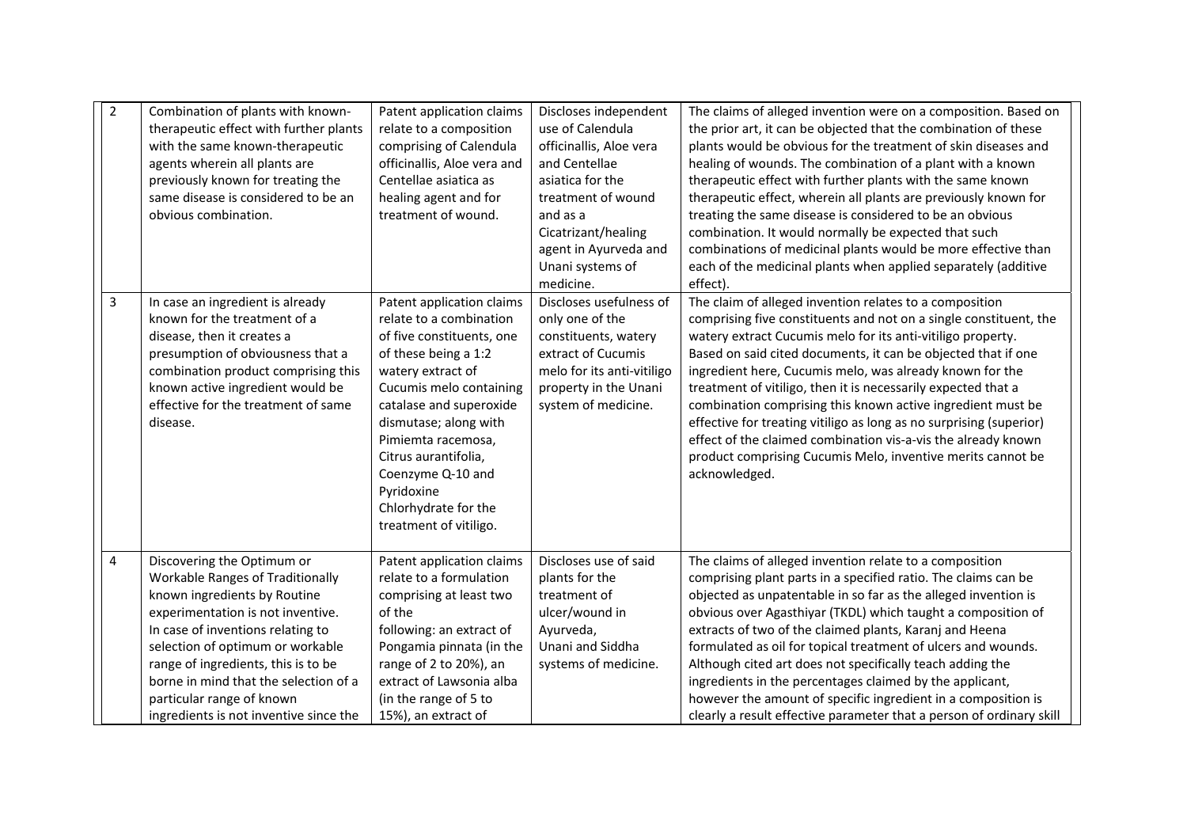| 2 | Combination of plants with known-therapeutic effect with further plants with the same known-therapeutic agents wherein all plants are previously known for treating the same disease is considered to be an obvious combination. | Patent application claims relate to a composition comprising of Calendula officinallis, Aloe vera and Centellae asiatica as healing agent and for treatment of wound. | Discloses independent use of Calendula officinallis, Aloe vera and Centellae asiatica for the treatment of wound and as a Cicatrizant/healing agent in Ayurveda and Unani systems of medicine. | The claims of alleged invention were on a composition. Based on the prior art, it can be objected that the combination of these plants would be obvious for the treatment of skin diseases and healing of wounds. The combination of a plant with a known therapeutic effect with further plants with the same known therapeutic effect, wherein all plants are previously known for treating the same disease is considered to be an obvious combination. It would normally be expected that such combinations of medicinal plants would be more effective than each of the medicinal plants when applied separately (additive effect). |
|---|---|---|---|---|
| 3 | In case an ingredient is already known for the treatment of a disease, then it creates a presumption of obviousness that a combination product comprising this known active ingredient would be effective for the treatment of same disease. | Patent application claims relate to a combination of five constituents, one of these being a 1:2 watery extract of Cucumis melo containing catalase and superoxide dismutase; along with Pimiemta racemosa, Citrus aurantifolia, Coenzyme Q-10 and Pyridoxine Chlorhydrate for the treatment of vitiligo. | Discloses usefulness of only one of the constituents, watery extract of Cucumis melo for its anti-vitiligo property in the Unani system of medicine. | The claim of alleged invention relates to a composition comprising five constituents and not on a single constituent, the watery extract Cucumis melo for its anti-vitiligo property. Based on said cited documents, it can be objected that if one ingredient here, Cucumis melo, was already known for the treatment of vitiligo, then it is necessarily expected that a combination comprising this known active ingredient must be effective for treating vitiligo as long as no surprising (superior) effect of the claimed combination vis-a-vis the already known product comprising Cucumis Melo, inventive merits cannot be acknowledged. |
| 4 | Discovering the Optimum or Workable Ranges of Traditionally known ingredients by Routine experimentation is not inventive. In case of inventions relating to selection of optimum or workable range of ingredients, this is to be borne in mind that the selection of a particular range of known ingredients is not inventive since the | Patent application claims relate to a formulation comprising at least two of the following: an extract of Pongamia pinnata (in the range of 2 to 20%), an extract of Lawsonia alba (in the range of 5 to 15%), an extract of | Discloses use of said plants for the treatment of ulcer/wound in Ayurveda, Unani and Siddha systems of medicine. | The claims of alleged invention relate to a composition comprising plant parts in a specified ratio. The claims can be objected as unpatentable in so far as the alleged invention is obvious over Agasthiyar (TKDL) which taught a composition of extracts of two of the claimed plants, Karanj and Heena formulated as oil for topical treatment of ulcers and wounds. Although cited art does not specifically teach adding the ingredients in the percentages claimed by the applicant, however the amount of specific ingredient in a composition is clearly a result effective parameter that a person of ordinary skill |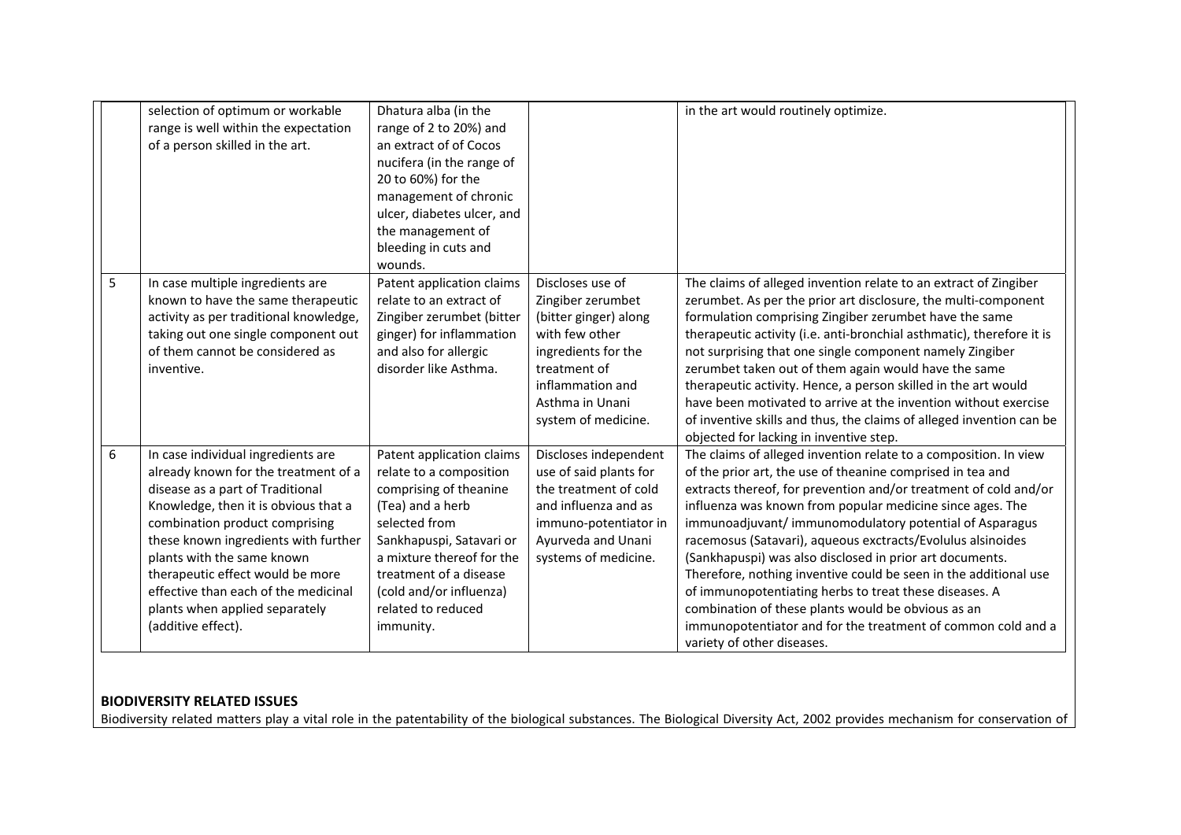|  |  |  |  |  |
|---|---|---|---|---|
|  | selection of optimum or workable range is well within the expectation of a person skilled in the art. | Dhatura alba (in the range of 2 to 20%) and an extract of of Cocos nucifera (in the range of 20 to 60%) for the management of chronic ulcer, diabetes ulcer, and the management of bleeding in cuts and wounds. |  | in the art would routinely optimize. |
| 5 | In case multiple ingredients are known to have the same therapeutic activity as per traditional knowledge, taking out one single component out of them cannot be considered as inventive. | Patent application claims relate to an extract of Zingiber zerumbet (bitter ginger) for inflammation and also for allergic disorder like Asthma. | Discloses use of Zingiber zerumbet (bitter ginger) along with few other ingredients for the treatment of inflammation and Asthma in Unani system of medicine. | The claims of alleged invention relate to an extract of Zingiber zerumbet. As per the prior art disclosure, the multi-component formulation comprising Zingiber zerumbet have the same therapeutic activity (i.e. anti-bronchial asthmatic), therefore it is not surprising that one single component namely Zingiber zerumbet taken out of them again would have the same therapeutic activity. Hence, a person skilled in the art would have been motivated to arrive at the invention without exercise of inventive skills and thus, the claims of alleged invention can be objected for lacking in inventive step. |
| 6 | In case individual ingredients are already known for the treatment of a disease as a part of Traditional Knowledge, then it is obvious that a combination product comprising these known ingredients with further plants with the same known therapeutic effect would be more effective than each of the medicinal plants when applied separately (additive effect). | Patent application claims relate to a composition comprising of theanine (Tea) and a herb selected from Sankhapuspi, Satavari or a mixture thereof for the treatment of a disease (cold and/or influenza) related to reduced immunity. | Discloses independent use of said plants for the treatment of cold and influenza and as immuno-potentiator in Ayurveda and Unani systems of medicine. | The claims of alleged invention relate to a composition. In view of the prior art, the use of theanine comprised in tea and extracts thereof, for prevention and/or treatment of cold and/or influenza was known from popular medicine since ages. The immunoadjuvant/ immunomodulatory potential of Asparagus racemosus (Satavari), aqueous exctracts/Evolulus alsinoides (Sankhapuspi) was also disclosed in prior art documents. Therefore, nothing inventive could be seen in the additional use of immunopotentiating herbs to treat these diseases. A combination of these plants would be obvious as an immunopotentiator and for the treatment of common cold and a variety of other diseases. |

**BIODIVERSITY RELATED ISSUES**

Biodiversity related matters play a vital role in the patentability of the biological substances. The Biological Diversity Act, 2002 provides mechanism for conservation of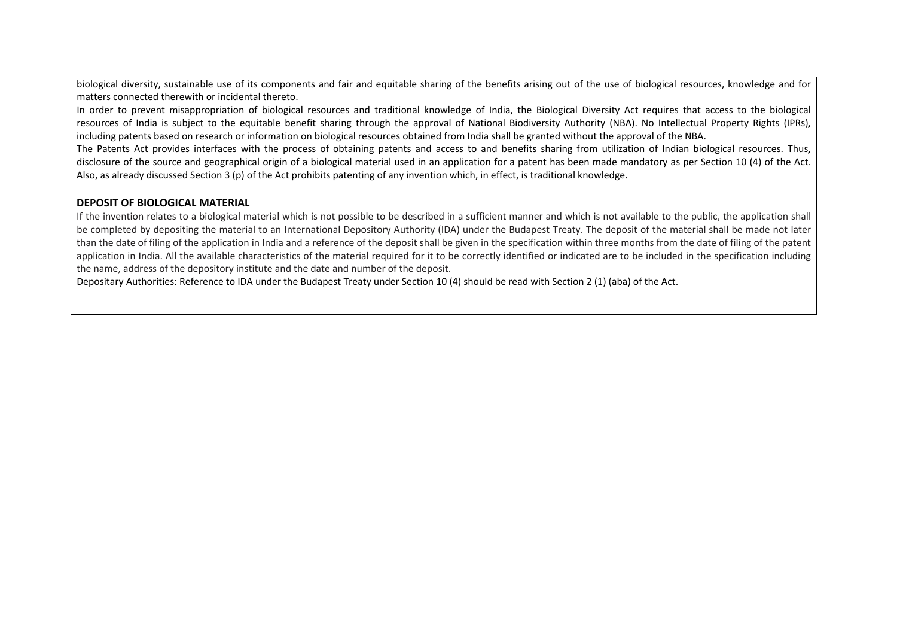biological diversity, sustainable use of its components and fair and equitable sharing of the benefits arising out of the use of biological resources, knowledge and for matters connected therewith or incidental thereto.

In order to prevent misappropriation of biological resources and traditional knowledge of India, the Biological Diversity Act requires that access to the biological resources of India is subject to the equitable benefit sharing through the approval of National Biodiversity Authority (NBA). No Intellectual Property Rights (IPRs), including patents based on research or information on biological resources obtained from India shall be granted without the approval of the NBA.

The Patents Act provides interfaces with the process of obtaining patents and access to and benefits sharing from utilization of Indian biological resources. Thus, disclosure of the source and geographical origin of a biological material used in an application for a patent has been made mandatory as per Section 10 (4) of the Act. Also, as already discussed Section 3 (p) of the Act prohibits patenting of any invention which, in effect, is traditional knowledge.

**DEPOSIT OF BIOLOGICAL MATERIAL**

If the invention relates to a biological material which is not possible to be described in a sufficient manner and which is not available to the public, the application shall be completed by depositing the material to an International Depository Authority (IDA) under the Budapest Treaty. The deposit of the material shall be made not later than the date of filing of the application in India and a reference of the deposit shall be given in the specification within three months from the date of filing of the patent application in India. All the available characteristics of the material required for it to be correctly identified or indicated are to be included in the specification including the name, address of the depository institute and the date and number of the deposit.

Depositary Authorities: Reference to IDA under the Budapest Treaty under Section 10 (4) should be read with Section 2 (1) (aba) of the Act.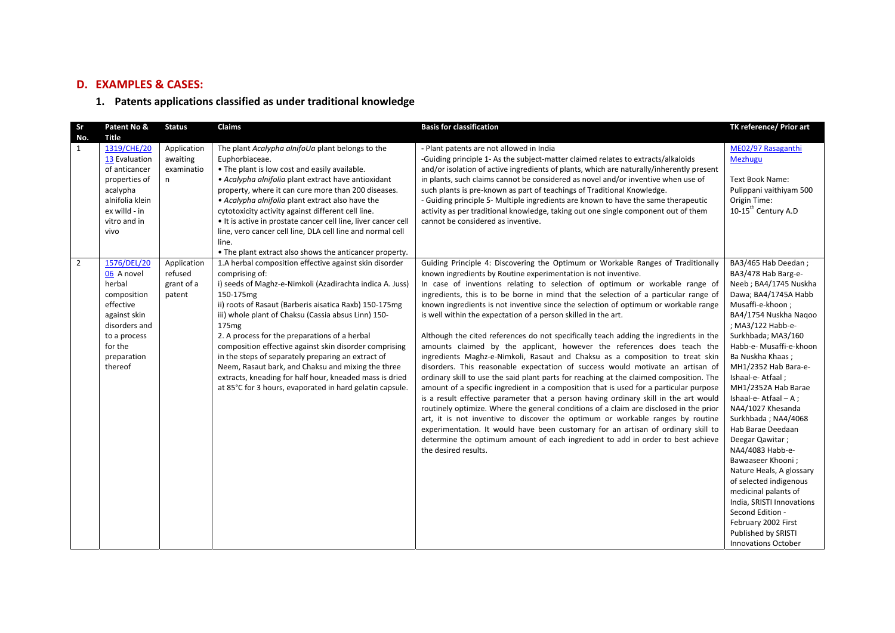## D. EXAMPLES & CASES:

### 1. Patents applications classified as under traditional knowledge

| Sr No. | Patent No & Title | Status | Claims | Basis for classification | TK reference/ Prior art |
|---|---|---|---|---|---|
| 1 | 1319/CHE/2013 Evaluation of anticancer properties of acalypha alnifolia klein ex willd - in vitro and in vivo | Application awaiting examination | The plant *Acalypha alnifoUa* plant belongs to the Euphorbiaceae.<br>• The plant is low cost and easily available.<br>• *Acalypha alnifolia* plant extract have antioxidant property, where it can cure more than 200 diseases.<br>• *Acalypha alnifolia* plant extract also have the cytotoxicity activity against different cell line.<br>• It is active in prostate cancer cell line, liver cancer cell line, vero cancer cell line, DLA cell line and normal cell line.<br>• The plant extract also shows the anticancer property. | - Plant patents are not allowed in India<br>-Guiding principle 1- As the subject-matter claimed relates to extracts/alkaloids and/or isolation of active ingredients of plants, which are naturally/inherently present in plants, such claims cannot be considered as novel and/or inventive when use of such plants is pre-known as part of teachings of Traditional Knowledge.<br>- Guiding principle 5- Multiple ingredients are known to have the same therapeutic activity as per traditional knowledge, taking out one single component out of them cannot be considered as inventive. | ME02/97 Rasaganthi Mezhugu<br><br>Text Book Name: Pulippani vaithiyam 500<br>Origin Time: 10-15th Century A.D |
| 2 | 1576/DEL/2006 A novel herbal composition effective against skin disorders and to a process for the preparation thereof | Application refused grant of a patent | 1.A herbal composition effective against skin disorder comprising of:<br>i) seeds of Maghz-e-Nimkoli (Azadirachta indica A. Juss) 150-175mg<br>ii) roots of Rasaut (Barberis aisatica Raxb) 150-175mg<br>iii) whole plant of Chaksu (Cassia absus Linn) 150-175mg<br>2. A process for the preparations of a herbal composition effective against skin disorder comprising in the steps of separately preparing an extract of Neem, Rasaut bark, and Chaksu and mixing the three extracts, kneading for half hour, kneaded mass is dried at 85°C for 3 hours, evaporated in hard gelatin capsule. | Guiding Principle 4: Discovering the Optimum or Workable Ranges of Traditionally known ingredients by Routine experimentation is not inventive.<br>In case of inventions relating to selection of optimum or workable range of ingredients, this is to be borne in mind that the selection of a particular range of known ingredients is not inventive since the selection of optimum or workable range is well within the expectation of a person skilled in the art.<br><br>Although the cited references do not specifically teach adding the ingredients in the amounts claimed by the applicant, however the references does teach the ingredients Maghz-e-Nimkoli, Rasaut and Chaksu as a composition to treat skin disorders. This reasonable expectation of success would motivate an artisan of ordinary skill to use the said plant parts for reaching at the claimed composition. The amount of a specific ingredient in a composition that is used for a particular purpose is a result effective parameter that a person having ordinary skill in the art would routinely optimize. Where the general conditions of a claim are disclosed in the prior art, it is not inventive to discover the optimum or workable ranges by routine experimentation. It would have been customary for an artisan of ordinary skill to determine the optimum amount of each ingredient to add in order to best achieve the desired results. | BA3/465 Hab Deedan ; BA3/478 Hab Barg-e-Neeb ; BA4/1745 Nuskha Dawa; BA4/1745A Habb Musaffi-e-khoon ; BA4/1754 Nuskha Naqoo ; MA3/122 Habb-e-Surkhbada; MA3/160 Habb-e- Musaffi-e-khoon Ba Nuskha Khaas ; MH1/2352 Hab Bara-e-Ishaal-e- Atfaal ; MH1/2352A Hab Barae Ishaal-e- Atfaal – A ; NA4/1027 Khesanda Surkhbada ; NA4/4068 Hab Barae Deedaan Deegar Qawitar ; NA4/4083 Habb-e-Bawaaseer Khooni ; Nature Heals, A glossary of selected indigenous medicinal palants of India, SRISTI Innovations Second Edition - February 2002 First Published by SRISTI Innovations October |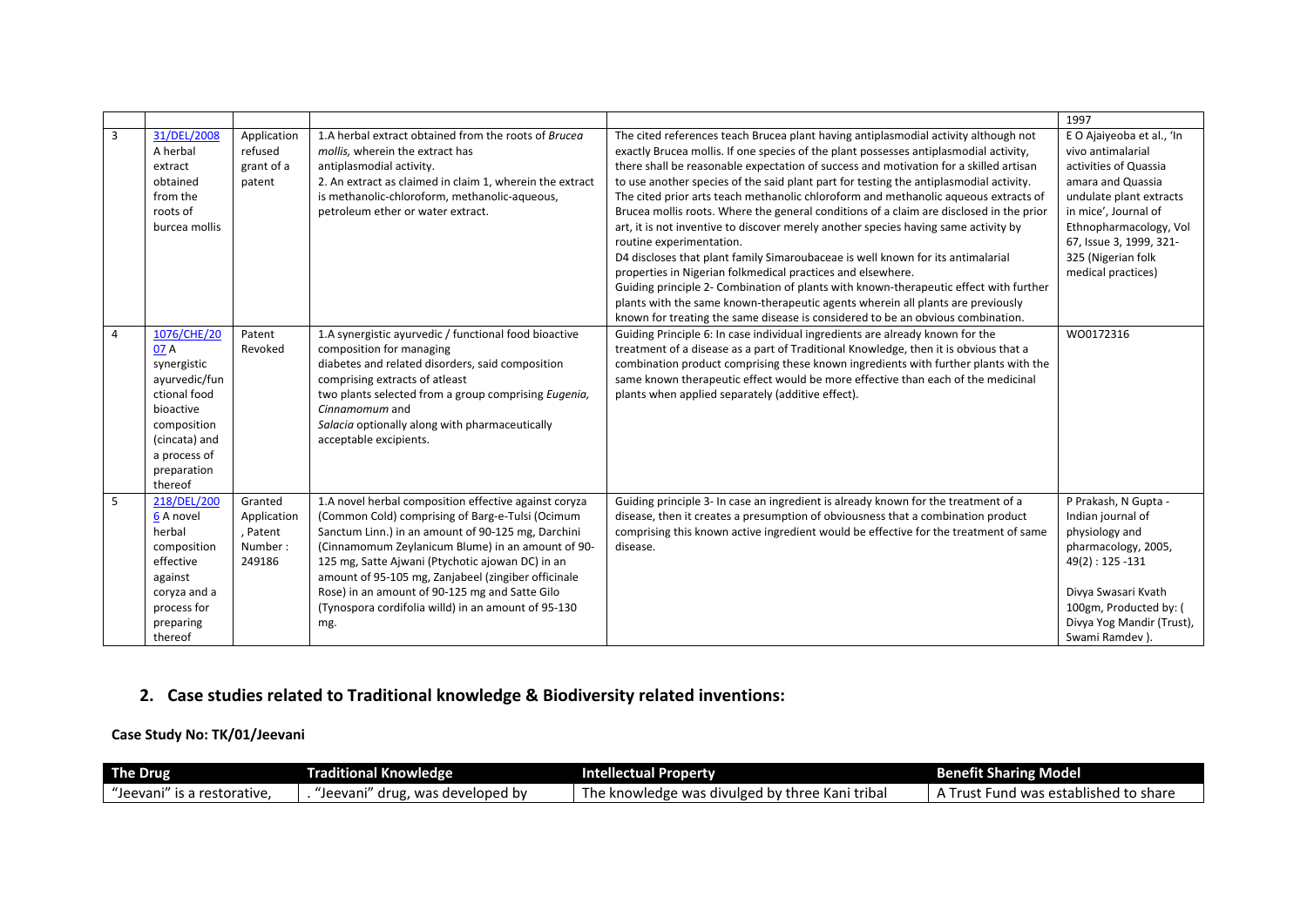| | | | | | 1997 |
|---|---|---|---|---|---|
| 3 | 31/DEL/2008 A herbal extract obtained from the roots of burcea mollis | Application refused grant of a patent | 1.A herbal extract obtained from the roots of *Brucea mollis,* wherein the extract has antiplasmodial activity.<br>2. An extract as claimed in claim 1, wherein the extract is methanolic-chloroform, methanolic-aqueous, petroleum ether or water extract. | The cited references teach Brucea plant having antiplasmodial activity although not exactly Brucea mollis. If one species of the plant possesses antiplasmodial activity, there shall be reasonable expectation of success and motivation for a skilled artisan to use another species of the said plant for testing the antiplasmodial activity. The cited prior arts teach methanolic chloroform and methanolic aqueous extracts of Brucea mollis roots. Where the general conditions of a claim are disclosed in the prior art, it is not inventive to discover merely another species having same activity by routine experimentation.<br>D4 discloses that plant family Simaroubaceae is well known for its antimalarial properties in Nigerian folkmedical practices and elsewhere.<br>Guiding principle 2- Combination of plants with known-therapeutic effect with further plants with the same known-therapeutic agents wherein all plants are previously known for treating the same disease is considered to be an obvious combination. | E O Ajaiyeoba et al., 'In vivo antimalarial activities of Quassia amara and Quassia undulate plant extracts in mice', Journal of Ethnopharmacology, Vol 67, Issue 3, 1999, 321-325 (Nigerian folk medical practices) |
| 4 | 1076/CHE/2007 A synergistic ayurvedic/functional food bioactive composition (cincata) and a process of preparation thereof | Patent Revoked | 1.A synergistic ayurvedic / functional food bioactive composition for managing diabetes and related disorders, said composition comprising extracts of atleast two plants selected from a group comprising *Eugenia, Cinnamomum* and *Salacia* optionally along with pharmaceutically acceptable excipients. | Guiding Principle 6: In case individual ingredients are already known for the treatment of a disease as a part of Traditional Knowledge, then it is obvious that a combination product comprising these known ingredients with further plants with the same known therapeutic effect would be more effective than each of the medicinal plants when applied separately (additive effect). | WO0172316 |
| 5 | 218/DEL/2006 A novel herbal composition effective against coryza and a process for preparing thereof | Granted Application , Patent Number : 249186 | 1.A novel herbal composition effective against coryza (Common Cold) comprising of Barg-e-Tulsi (Ocimum Sanctum Linn.) in an amount of 90-125 mg, Darchini (Cinnamomum Zeylanicum Blume) in an amount of 90-125 mg, Satte Ajwani (Ptychotic ajowan DC) in an amount of 95-105 mg, Zanjabeel (zingiber officinale Rose) in an amount of 90-125 mg and Satte Gilo (Tynospora cordifolia willd) in an amount of 95-130 mg. | Guiding principle 3- In case an ingredient is already known for the treatment of a disease, then it creates a presumption of obviousness that a combination product comprising this known active ingredient would be effective for the treatment of same disease. | P Prakash, N Gupta - Indian journal of physiology and pharmacology, 2005, 49(2) : 125 -131<br><br>Divya Swasari Kvath 100gm, Producted by: ( Divya Yog Mandir (Trust), Swami Ramdev ). |

## 2. Case studies related to Traditional knowledge & Biodiversity related inventions:

**Case Study No: TK/01/Jeevani**

| The Drug | Traditional Knowledge | Intellectual Property | Benefit Sharing Model |
|---|---|---|---|
| "Jeevani" is a restorative, | . "Jeevani" drug, was developed by | The knowledge was divulged by three Kani tribal | A Trust Fund was established to share |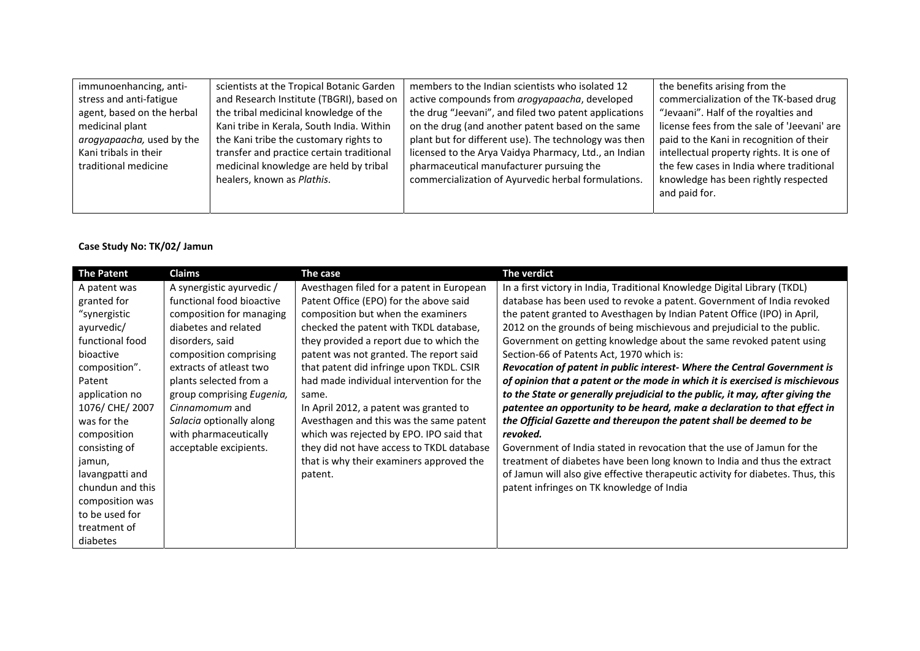| | | | |
|---|---|---|---|
| immunoenhancing, anti-stress and anti-fatigue agent, based on the herbal medicinal plant *arogyapaacha,* used by the Kani tribals in their traditional medicine | scientists at the Tropical Botanic Garden and Research Institute (TBGRI), based on the tribal medicinal knowledge of the Kani tribe in Kerala, South India. Within the Kani tribe the customary rights to transfer and practice certain traditional medicinal knowledge are held by tribal healers, known as *Plathis*. | members to the Indian scientists who isolated 12 active compounds from *arogyapaacha*, developed the drug "Jeevani", and filed two patent applications on the drug (and another patent based on the same plant but for different use). The technology was then licensed to the Arya Vaidya Pharmacy, Ltd., an Indian pharmaceutical manufacturer pursuing the commercialization of Ayurvedic herbal formulations. | the benefits arising from the commercialization of the TK-based drug "Jevaani". Half of the royalties and license fees from the sale of 'Jeevani' are paid to the Kani in recognition of their intellectual property rights. It is one of the few cases in India where traditional knowledge has been rightly respected and paid for. |

**Case Study No: TK/02/ Jamun**

| The Patent | Claims | The case | The verdict |
|---|---|---|---|
| A patent was granted for "synergistic ayurvedic/ functional food bioactive composition". Patent application no 1076/ CHE/ 2007 was for the composition consisting of jamun, lavangpatti and chundun and this composition was to be used for treatment of diabetes | A synergistic ayurvedic / functional food bioactive composition for managing diabetes and related disorders, said composition comprising extracts of atleast two plants selected from a group comprising *Eugenia, Cinnamomum* and *Salacia* optionally along with pharmaceutically acceptable excipients. | Avesthagen filed for a patent in European Patent Office (EPO) for the above said composition but when the examiners checked the patent with TKDL database, they provided a report due to which the patent was not granted. The report said that patent did infringe upon TKDL. CSIR had made individual intervention for the same.<br>In April 2012, a patent was granted to Avesthagen and this was the same patent which was rejected by EPO. IPO said that they did not have access to TKDL database that is why their examiners approved the patent. | In a first victory in India, Traditional Knowledge Digital Library (TKDL) database has been used to revoke a patent. Government of India revoked the patent granted to Avesthagen by Indian Patent Office (IPO) in April, 2012 on the grounds of being mischievous and prejudicial to the public. Government on getting knowledge about the same revoked patent using Section-66 of Patents Act, 1970 which is:<br>***Revocation of patent in public interest- Where the Central Government is of opinion that a patent or the mode in which it is exercised is mischievous to the State or generally prejudicial to the public, it may, after giving the patentee an opportunity to be heard, make a declaration to that effect in the Official Gazette and thereupon the patent shall be deemed to be revoked.***<br>Government of India stated in revocation that the use of Jamun for the treatment of diabetes have been long known to India and thus the extract of Jamun will also give effective therapeutic activity for diabetes. Thus, this patent infringes on TK knowledge of India |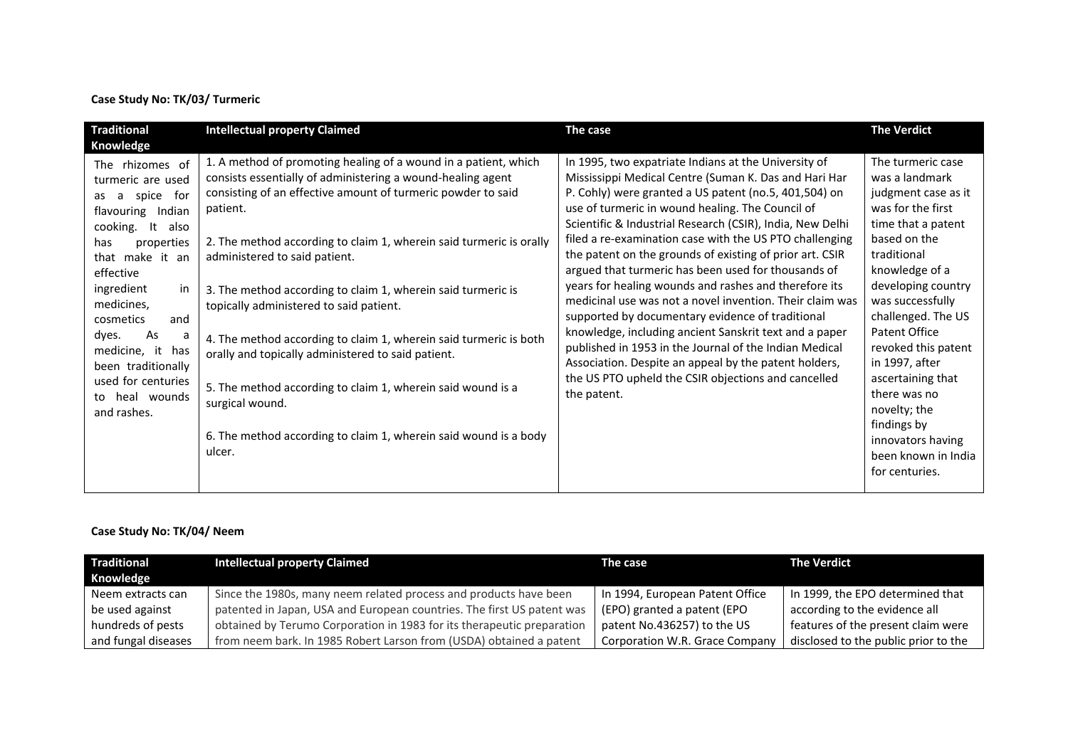**Case Study No: TK/03/ Turmeric**

| Traditional Knowledge | Intellectual property Claimed | The case | The Verdict |
|---|---|---|---|
| The rhizomes of turmeric are used as a spice for flavouring Indian cooking. It also has properties that make it an effective ingredient in medicines, cosmetics and dyes. As a medicine, it has been traditionally used for centuries to heal wounds and rashes. | 1. A method of promoting healing of a wound in a patient, which consists essentially of administering a wound-healing agent consisting of an effective amount of turmeric powder to said patient.<br><br>2. The method according to claim 1, wherein said turmeric is orally administered to said patient.<br><br>3. The method according to claim 1, wherein said turmeric is topically administered to said patient.<br><br>4. The method according to claim 1, wherein said turmeric is both orally and topically administered to said patient.<br><br>5. The method according to claim 1, wherein said wound is a surgical wound.<br><br>6. The method according to claim 1, wherein said wound is a body ulcer. | In 1995, two expatriate Indians at the University of Mississippi Medical Centre (Suman K. Das and Hari Har P. Cohly) were granted a US patent (no.5, 401,504) on use of turmeric in wound healing. The Council of Scientific & Industrial Research (CSIR), India, New Delhi filed a re-examination case with the US PTO challenging the patent on the grounds of existing of prior art. CSIR argued that turmeric has been used for thousands of years for healing wounds and rashes and therefore its medicinal use was not a novel invention. Their claim was supported by documentary evidence of traditional knowledge, including ancient Sanskrit text and a paper published in 1953 in the Journal of the Indian Medical Association. Despite an appeal by the patent holders, the US PTO upheld the CSIR objections and cancelled the patent. | The turmeric case was a landmark judgment case as it was for the first time that a patent based on the traditional knowledge of a developing country was successfully challenged. The US Patent Office revoked this patent in 1997, after ascertaining that there was no novelty; the findings by innovators having been known in India for centuries. |

**Case Study No: TK/04/ Neem**

| Traditional Knowledge | Intellectual property Claimed | The case | The Verdict |
|---|---|---|---|
| Neem extracts can be used against hundreds of pests and fungal diseases | Since the 1980s, many neem related process and products have been patented in Japan, USA and European countries. The first US patent was obtained by Terumo Corporation in 1983 for its therapeutic preparation from neem bark. In 1985 Robert Larson from (USDA) obtained a patent | In 1994, European Patent Office (EPO) granted a patent (EPO patent No.436257) to the US Corporation W.R. Grace Company | In 1999, the EPO determined that according to the evidence all features of the present claim were disclosed to the public prior to the |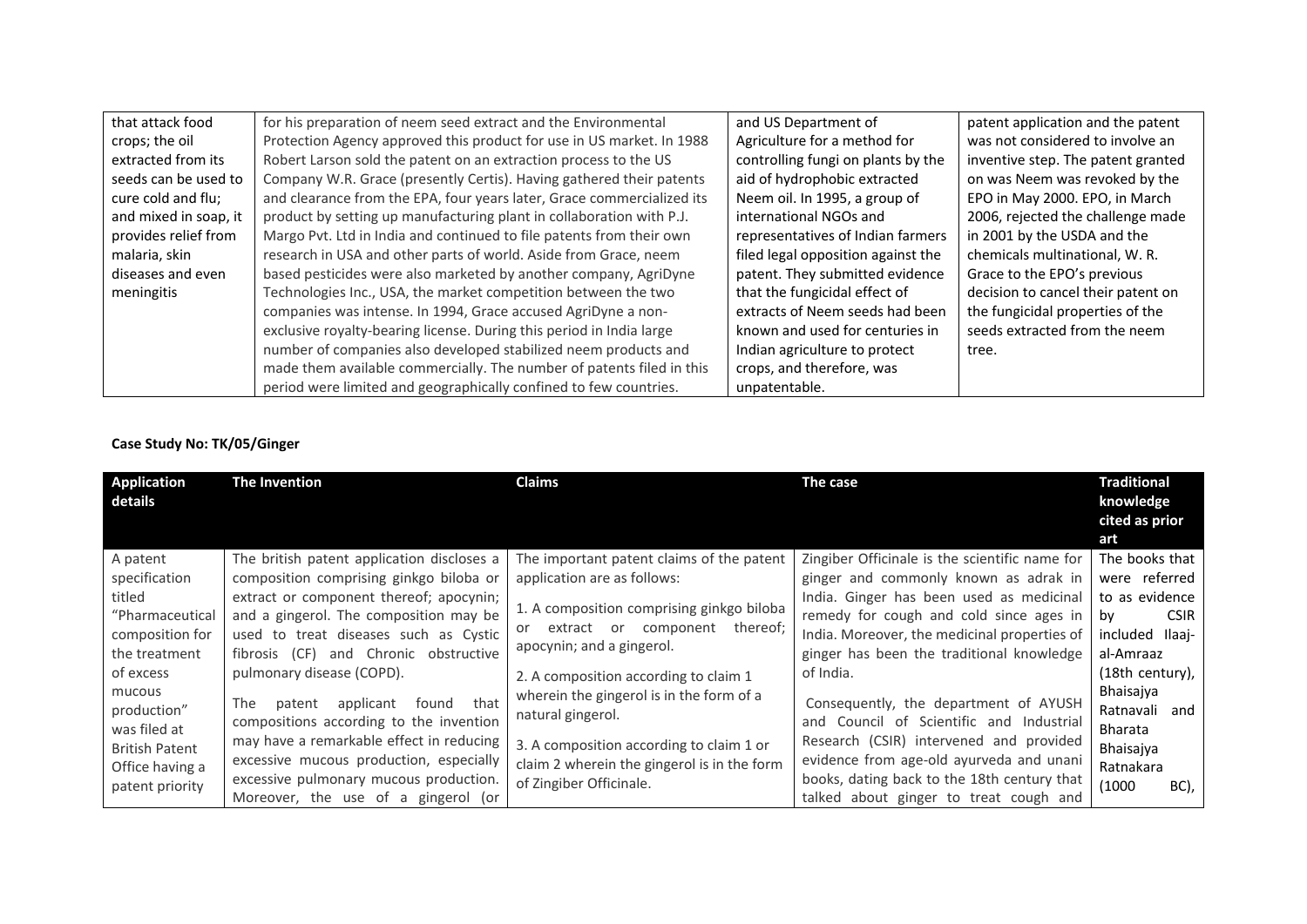| | | | |
|---|---|---|---|
| that attack food crops; the oil extracted from its seeds can be used to cure cold and flu; and mixed in soap, it provides relief from malaria, skin diseases and even meningitis | for his preparation of neem seed extract and the Environmental Protection Agency approved this product for use in US market. In 1988 Robert Larson sold the patent on an extraction process to the US Company W.R. Grace (presently Certis). Having gathered their patents and clearance from the EPA, four years later, Grace commercialized its product by setting up manufacturing plant in collaboration with P.J. Margo Pvt. Ltd in India and continued to file patents from their own research in USA and other parts of world. Aside from Grace, neem based pesticides were also marketed by another company, AgriDyne Technologies Inc., USA, the market competition between the two companies was intense. In 1994, Grace accused AgriDyne a non-exclusive royalty-bearing license. During this period in India large number of companies also developed stabilized neem products and made them available commercially. The number of patents filed in this period were limited and geographically confined to few countries. | and US Department of Agriculture for a method for controlling fungi on plants by the aid of hydrophobic extracted Neem oil. In 1995, a group of international NGOs and representatives of Indian farmers filed legal opposition against the patent. They submitted evidence that the fungicidal effect of extracts of Neem seeds had been known and used for centuries in Indian agriculture to protect crops, and therefore, was unpatentable. | patent application and the patent was not considered to involve an inventive step. The patent granted on was Neem was revoked by the EPO in May 2000. EPO, in March 2006, rejected the challenge made in 2001 by the USDA and the chemicals multinational, W. R. Grace to the EPO's previous decision to cancel their patent on the fungicidal properties of the seeds extracted from the neem tree. |

**Case Study No: TK/05/Ginger**

| Application details | The Invention | Claims | The case | Traditional knowledge cited as prior art |
|---|---|---|---|---|
| A patent specification titled "Pharmaceutical composition for the treatment of excess mucous production" was filed at British Patent Office having a patent priority | The british patent application discloses a composition comprising ginkgo biloba or extract or component thereof; apocynin; and a gingerol. The composition may be used to treat diseases such as Cystic fibrosis (CF) and Chronic obstructive pulmonary disease (COPD).<br><br>The patent applicant found that compositions according to the invention may have a remarkable effect in reducing excessive mucous production, especially excessive pulmonary mucous production. Moreover, the use of a gingerol (or | The important patent claims of the patent application are as follows:<br><br>1. A composition comprising ginkgo biloba or extract or component thereof; apocynin; and a gingerol.<br><br>2. A composition according to claim 1 wherein the gingerol is in the form of a natural gingerol.<br><br>3. A composition according to claim 1 or claim 2 wherein the gingerol is in the form of Zingiber Officinale. | Zingiber Officinale is the scientific name for ginger and commonly known as adrak in India. Ginger has been used as medicinal remedy for cough and cold since ages in India. Moreover, the medicinal properties of ginger has been the traditional knowledge of India.<br><br>Consequently, the department of AYUSH and Council of Scientific and Industrial Research (CSIR) intervened and provided evidence from age-old ayurveda and unani books, dating back to the 18th century that talked about ginger to treat cough and | The books that were referred to as evidence by CSIR included Ilaaj-al-Amraaz (18th century), Bhaisajya Ratnavali and Bharata Bhaisajya Ratnakara (1000 BC), |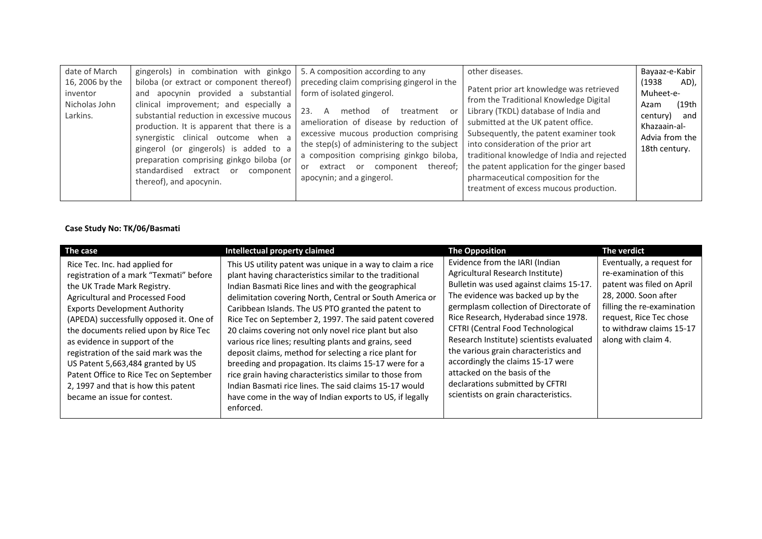| date of March 16, 2006 by the inventor Nicholas John Larkins. | gingerols) in combination with ginkgo biloba (or extract or component thereof) and apocynin provided a substantial clinical improvement; and especially a substantial reduction in excessive mucous production. It is apparent that there is a synergistic clinical outcome when a gingerol (or gingerols) is added to a preparation comprising ginkgo biloba (or standardised extract or component thereof), and apocynin. | 5. A composition according to any preceding claim comprising gingerol in the form of isolated gingerol.<br><br>23. A method of treatment or amelioration of disease by reduction of excessive mucous production comprising the step(s) of administering to the subject a composition comprising ginkgo biloba, or extract or component thereof; apocynin; and a gingerol. | other diseases.<br><br>Patent prior art knowledge was retrieved from the Traditional Knowledge Digital Library (TKDL) database of India and submitted at the UK patent office. Subsequently, the patent examiner took into consideration of the prior art traditional knowledge of India and rejected the patent application for the ginger based pharmaceutical composition for the treatment of excess mucous production. | Bayaaz-e-Kabir (1938 AD), Muheet-e-Azam (19th century) and Khazaain-al-Advia from the 18th century. |
|---|---|---|---|---|

**Case Study No: TK/06/Basmati**

| The case | Intellectual property claimed | The Opposition | The verdict |
|---|---|---|---|
| Rice Tec. Inc. had applied for registration of a mark "Texmati" before the UK Trade Mark Registry. Agricultural and Processed Food Exports Development Authority (APEDA) successfully opposed it. One of the documents relied upon by Rice Tec as evidence in support of the registration of the said mark was the US Patent 5,663,484 granted by US Patent Office to Rice Tec on September 2, 1997 and that is how this patent became an issue for contest. | This US utility patent was unique in a way to claim a rice plant having characteristics similar to the traditional Indian Basmati Rice lines and with the geographical delimitation covering North, Central or South America or Caribbean Islands. The US PTO granted the patent to Rice Tec on September 2, 1997. The said patent covered 20 claims covering not only novel rice plant but also various rice lines; resulting plants and grains, seed deposit claims, method for selecting a rice plant for breeding and propagation. Its claims 15-17 were for a rice grain having characteristics similar to those from Indian Basmati rice lines. The said claims 15-17 would have come in the way of Indian exports to US, if legally enforced. | Evidence from the IARI (Indian Agricultural Research Institute) Bulletin was used against claims 15-17. The evidence was backed up by the germplasm collection of Directorate of Rice Research, Hyderabad since 1978. CFTRI (Central Food Technological Research Institute) scientists evaluated the various grain characteristics and accordingly the claims 15-17 were attacked on the basis of the declarations submitted by CFTRI scientists on grain characteristics. | Eventually, a request for re-examination of this patent was filed on April 28, 2000. Soon after filling the re-examination request, Rice Tec chose to withdraw claims 15-17 along with claim 4. |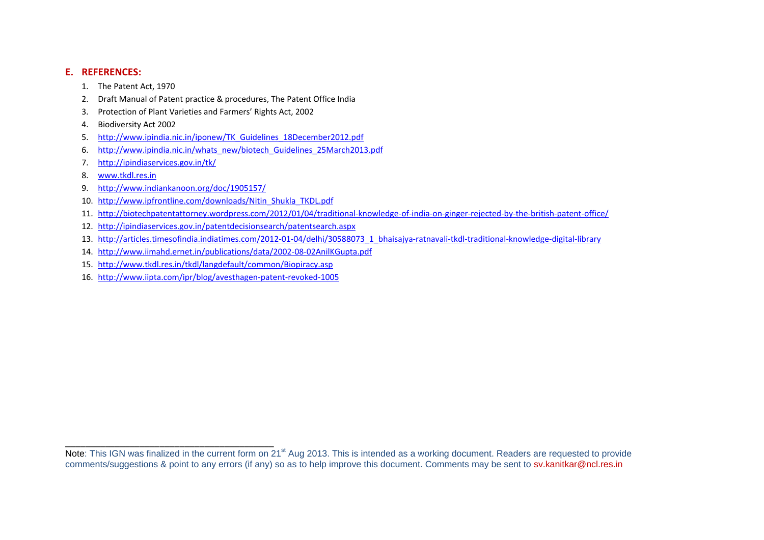## E. REFERENCES:

1. The Patent Act, 1970
2. Draft Manual of Patent practice & procedures, The Patent Office India
3. Protection of Plant Varieties and Farmers' Rights Act, 2002
4. Biodiversity Act 2002
5. http://www.ipindia.nic.in/iponew/TK_Guidelines_18December2012.pdf
6. http://www.ipindia.nic.in/whats_new/biotech_Guidelines_25March2013.pdf
7. http://ipindiaservices.gov.in/tk/
8. www.tkdl.res.in
9. http://www.indiankanoon.org/doc/1905157/
10. http://www.ipfrontline.com/downloads/Nitin_Shukla_TKDL.pdf
11. http://biotechpatentattorney.wordpress.com/2012/01/04/traditional-knowledge-of-india-on-ginger-rejected-by-the-british-patent-office/
12. http://ipindiaservices.gov.in/patentdecisionsearch/patentsearch.aspx
13. http://articles.timesofindia.indiatimes.com/2012-01-04/delhi/30588073_1_bhaisajya-ratnavali-tkdl-traditional-knowledge-digital-library
14. http://www.iimahd.ernet.in/publications/data/2002-08-02AnilKGupta.pdf
15. http://www.tkdl.res.in/tkdl/langdefault/common/Biopiracy.asp
16. http://www.iipta.com/ipr/blog/avesthagen-patent-revoked-1005

---

Note: This IGN was finalized in the current form on 21st Aug 2013. This is intended as a working document. Readers are requested to provide comments/suggestions & point to any errors (if any) so as to help improve this document. Comments may be sent to sv.kanitkar@ncl.res.in